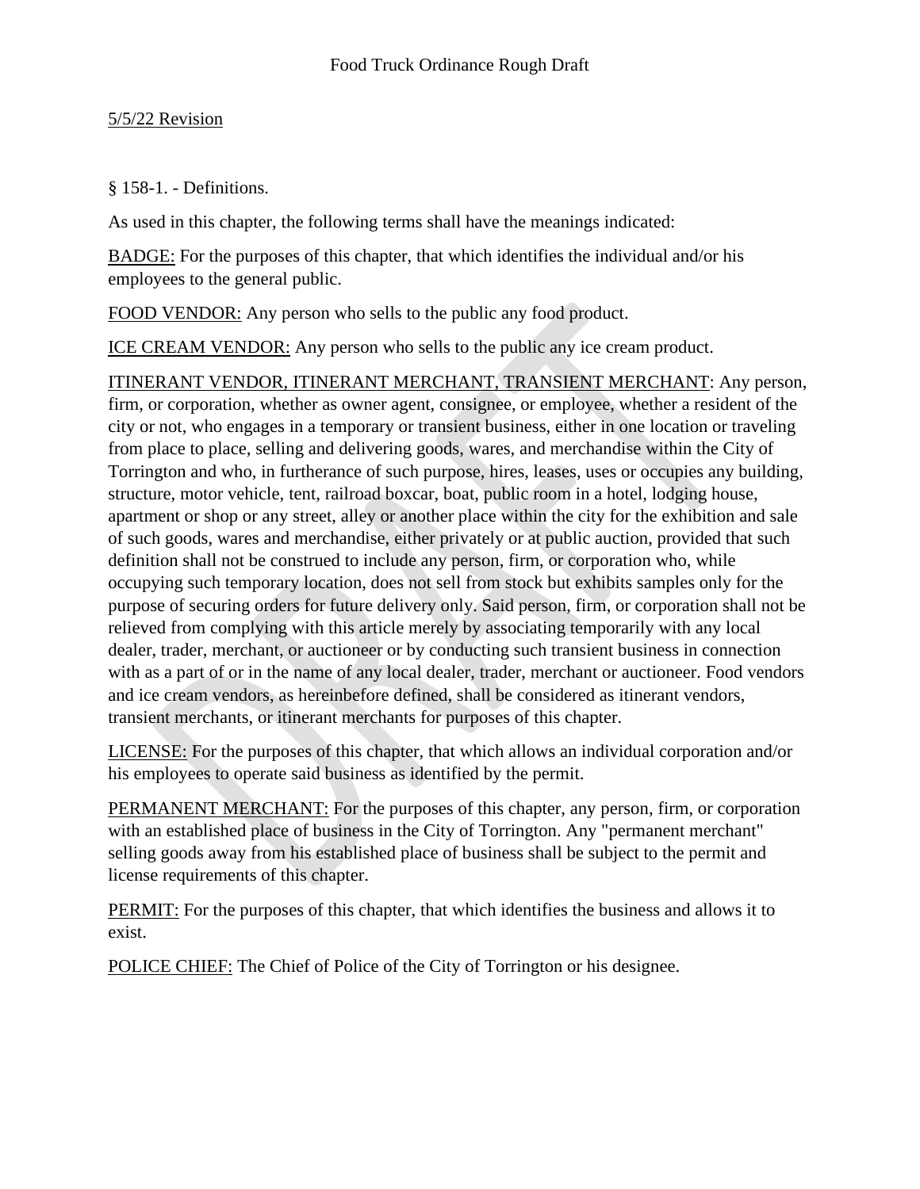# Food Truck Ordinance Rough Draft

5/5/22 Revision

§ 158-1. - Definitions.

As used in this chapter, the following terms shall have the meanings indicated:

BADGE: For the purposes of this chapter, that which identifies the individual and/or his employees to the general public.

FOOD VENDOR: Any person who sells to the public any food product.

ICE CREAM VENDOR: Any person who sells to the public any ice cream product.

ITINERANT VENDOR, ITINERANT MERCHANT, TRANSIENT MERCHANT: Any person, firm, or corporation, whether as owner agent, consignee, or employee, whether a resident of the city or not, who engages in a temporary or transient business, either in one location or traveling from place to place, selling and delivering goods, wares, and merchandise within the City of Torrington and who, in furtherance of such purpose, hires, leases, uses or occupies any building, structure, motor vehicle, tent, railroad boxcar, boat, public room in a hotel, lodging house, apartment or shop or any street, alley or another place within the city for the exhibition and sale of such goods, wares and merchandise, either privately or at public auction, provided that such definition shall not be construed to include any person, firm, or corporation who, while occupying such temporary location, does not sell from stock but exhibits samples only for the purpose of securing orders for future delivery only. Said person, firm, or corporation shall not be relieved from complying with this article merely by associating temporarily with any local dealer, trader, merchant, or auctioneer or by conducting such transient business in connection with as a part of or in the name of any local dealer, trader, merchant or auctioneer. Food vendors and ice cream vendors, as hereinbefore defined, shall be considered as itinerant vendors, transient merchants, or itinerant merchants for purposes of this chapter.

LICENSE: For the purposes of this chapter, that which allows an individual corporation and/or his employees to operate said business as identified by the permit.

PERMANENT MERCHANT: For the purposes of this chapter, any person, firm, or corporation with an established place of business in the City of Torrington. Any "permanent merchant" selling goods away from his established place of business shall be subject to the permit and license requirements of this chapter.

PERMIT: For the purposes of this chapter, that which identifies the business and allows it to exist.

POLICE CHIEF: The Chief of Police of the City of Torrington or his designee.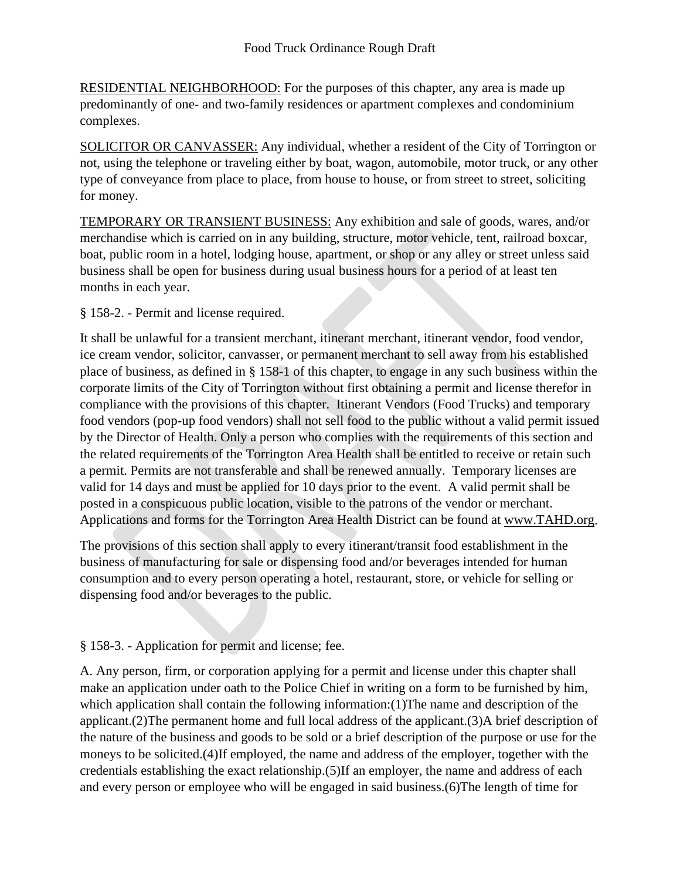RESIDENTIAL NEIGHBORHOOD: For the purposes of this chapter, any area is made up predominantly of one- and two-family residences or apartment complexes and condominium complexes.

SOLICITOR OR CANVASSER: Any individual, whether a resident of the City of Torrington or not, using the telephone or traveling either by boat, wagon, automobile, motor truck, or any other type of conveyance from place to place, from house to house, or from street to street, soliciting for money.

TEMPORARY OR TRANSIENT BUSINESS: Any exhibition and sale of goods, wares, and/or merchandise which is carried on in any building, structure, motor vehicle, tent, railroad boxcar, boat, public room in a hotel, lodging house, apartment, or shop or any alley or street unless said business shall be open for business during usual business hours for a period of at least ten months in each year.

§ 158-2. - Permit and license required.

It shall be unlawful for a transient merchant, itinerant merchant, itinerant vendor, food vendor, ice cream vendor, solicitor, canvasser, or permanent merchant to sell away from his established place of business, as defined in § 158-1 of this chapter, to engage in any such business within the corporate limits of the City of Torrington without first obtaining a permit and license therefor in compliance with the provisions of this chapter. Itinerant Vendors (Food Trucks) and temporary food vendors (pop-up food vendors) shall not sell food to the public without a valid permit issued by the Director of Health. Only a person who complies with the requirements of this section and the related requirements of the Torrington Area Health shall be entitled to receive or retain such a permit. Permits are not transferable and shall be renewed annually. Temporary licenses are valid for 14 days and must be applied for 10 days prior to the event. A valid permit shall be posted in a conspicuous public location, visible to the patrons of the vendor or merchant. Applications and forms for the Torrington Area Health District can be found at www.TAHD.org.

The provisions of this section shall apply to every itinerant/transit food establishment in the business of manufacturing for sale or dispensing food and/or beverages intended for human consumption and to every person operating a hotel, restaurant, store, or vehicle for selling or dispensing food and/or beverages to the public.

§ 158-3. - Application for permit and license; fee.

A. Any person, firm, or corporation applying for a permit and license under this chapter shall make an application under oath to the Police Chief in writing on a form to be furnished by him, which application shall contain the following information:(1)The name and description of the applicant.(2)The permanent home and full local address of the applicant.(3)A brief description of the nature of the business and goods to be sold or a brief description of the purpose or use for the moneys to be solicited.(4)If employed, the name and address of the employer, together with the credentials establishing the exact relationship.(5)If an employer, the name and address of each and every person or employee who will be engaged in said business.(6)The length of time for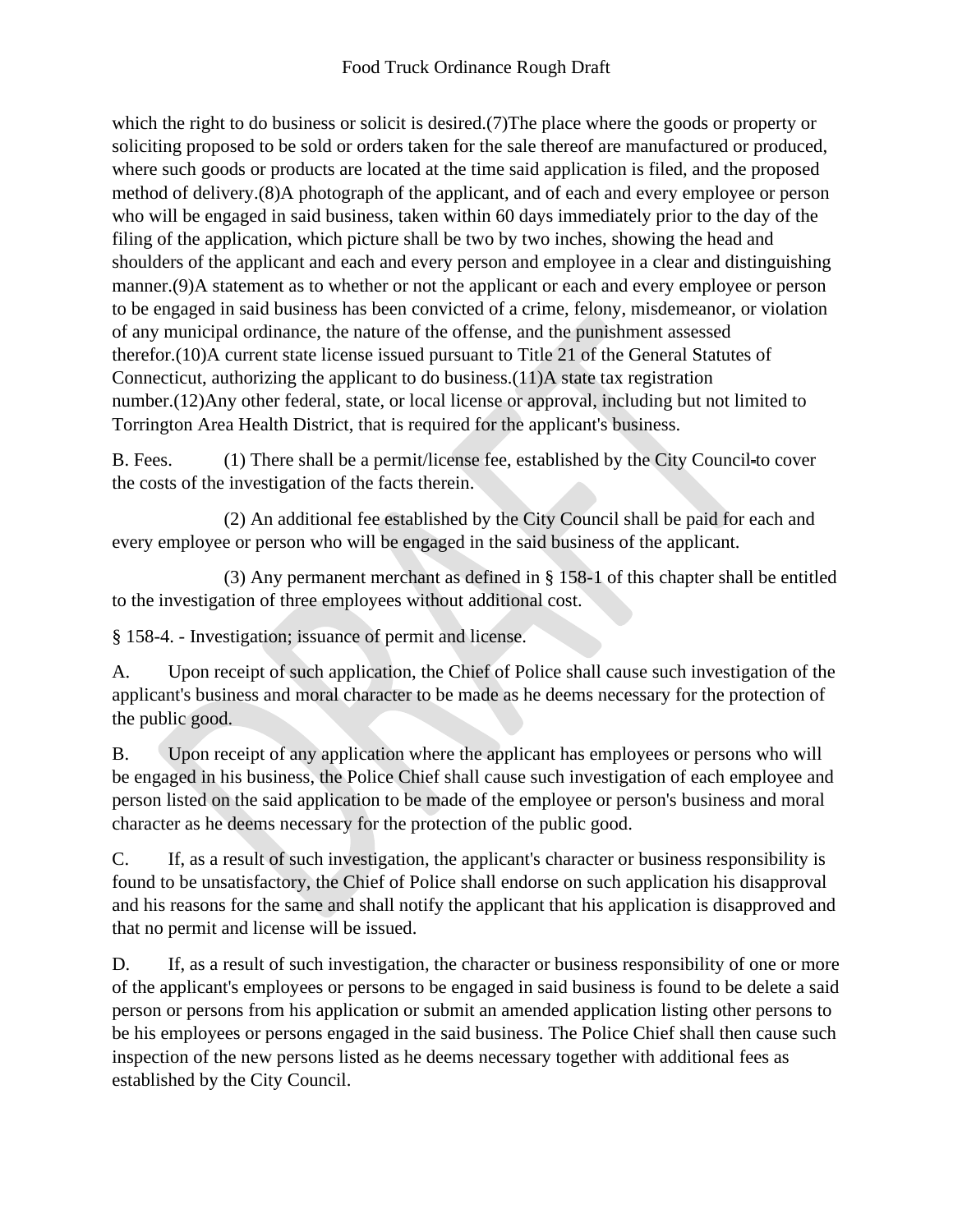which the right to do business or solicit is desired.(7)The place where the goods or property or soliciting proposed to be sold or orders taken for the sale thereof are manufactured or produced, where such goods or products are located at the time said application is filed, and the proposed method of delivery.(8)A photograph of the applicant, and of each and every employee or person who will be engaged in said business, taken within 60 days immediately prior to the day of the filing of the application, which picture shall be two by two inches, showing the head and shoulders of the applicant and each and every person and employee in a clear and distinguishing manner.(9)A statement as to whether or not the applicant or each and every employee or person to be engaged in said business has been convicted of a crime, felony, misdemeanor, or violation of any municipal ordinance, the nature of the offense, and the punishment assessed therefor.(10)A current state license issued pursuant to Title 21 of the General Statutes of Connecticut, authorizing the applicant to do business.(11)A state tax registration number.(12)Any other federal, state, or local license or approval, including but not limited to Torrington Area Health District, that is required for the applicant's business.

B. Fees. (1) There shall be a permit/license fee, established by the City Council to cover the costs of the investigation of the facts therein.

(2) An additional fee established by the City Council shall be paid for each and every employee or person who will be engaged in the said business of the applicant.

(3) Any permanent merchant as defined in § 158-1 of this chapter shall be entitled to the investigation of three employees without additional cost.

§ 158-4. - Investigation; issuance of permit and license.

A. Upon receipt of such application, the Chief of Police shall cause such investigation of the applicant's business and moral character to be made as he deems necessary for the protection of the public good.

B. Upon receipt of any application where the applicant has employees or persons who will be engaged in his business, the Police Chief shall cause such investigation of each employee and person listed on the said application to be made of the employee or person's business and moral character as he deems necessary for the protection of the public good.

C. If, as a result of such investigation, the applicant's character or business responsibility is found to be unsatisfactory, the Chief of Police shall endorse on such application his disapproval and his reasons for the same and shall notify the applicant that his application is disapproved and that no permit and license will be issued.

D. If, as a result of such investigation, the character or business responsibility of one or more of the applicant's employees or persons to be engaged in said business is found to be delete a said person or persons from his application or submit an amended application listing other persons to be his employees or persons engaged in the said business. The Police Chief shall then cause such inspection of the new persons listed as he deems necessary together with additional fees as established by the City Council.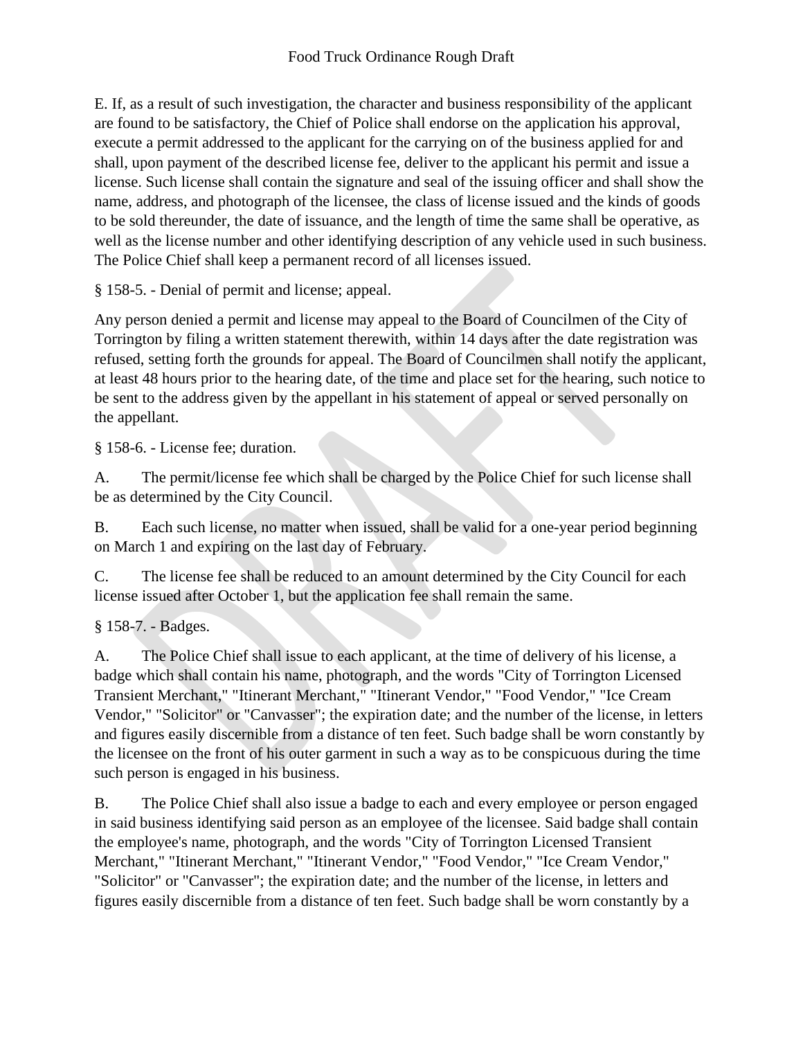E. If, as a result of such investigation, the character and business responsibility of the applicant are found to be satisfactory, the Chief of Police shall endorse on the application his approval, execute a permit addressed to the applicant for the carrying on of the business applied for and shall, upon payment of the described license fee, deliver to the applicant his permit and issue a license. Such license shall contain the signature and seal of the issuing officer and shall show the name, address, and photograph of the licensee, the class of license issued and the kinds of goods to be sold thereunder, the date of issuance, and the length of time the same shall be operative, as well as the license number and other identifying description of any vehicle used in such business. The Police Chief shall keep a permanent record of all licenses issued.

§ 158-5. - Denial of permit and license; appeal.

Any person denied a permit and license may appeal to the Board of Councilmen of the City of Torrington by filing a written statement therewith, within 14 days after the date registration was refused, setting forth the grounds for appeal. The Board of Councilmen shall notify the applicant, at least 48 hours prior to the hearing date, of the time and place set for the hearing, such notice to be sent to the address given by the appellant in his statement of appeal or served personally on the appellant.

§ 158-6. - License fee; duration.

A. The permit/license fee which shall be charged by the Police Chief for such license shall be as determined by the City Council.

B. Each such license, no matter when issued, shall be valid for a one-year period beginning on March 1 and expiring on the last day of February.

C. The license fee shall be reduced to an amount determined by the City Council for each license issued after October 1, but the application fee shall remain the same.

§ 158-7. - Badges.

A. The Police Chief shall issue to each applicant, at the time of delivery of his license, a badge which shall contain his name, photograph, and the words "City of Torrington Licensed Transient Merchant," "Itinerant Merchant," "Itinerant Vendor," "Food Vendor," "Ice Cream Vendor," "Solicitor" or "Canvasser"; the expiration date; and the number of the license, in letters and figures easily discernible from a distance of ten feet. Such badge shall be worn constantly by the licensee on the front of his outer garment in such a way as to be conspicuous during the time such person is engaged in his business.

B. The Police Chief shall also issue a badge to each and every employee or person engaged in said business identifying said person as an employee of the licensee. Said badge shall contain the employee's name, photograph, and the words "City of Torrington Licensed Transient Merchant," "Itinerant Merchant," "Itinerant Vendor," "Food Vendor," "Ice Cream Vendor," "Solicitor" or "Canvasser"; the expiration date; and the number of the license, in letters and figures easily discernible from a distance of ten feet. Such badge shall be worn constantly by a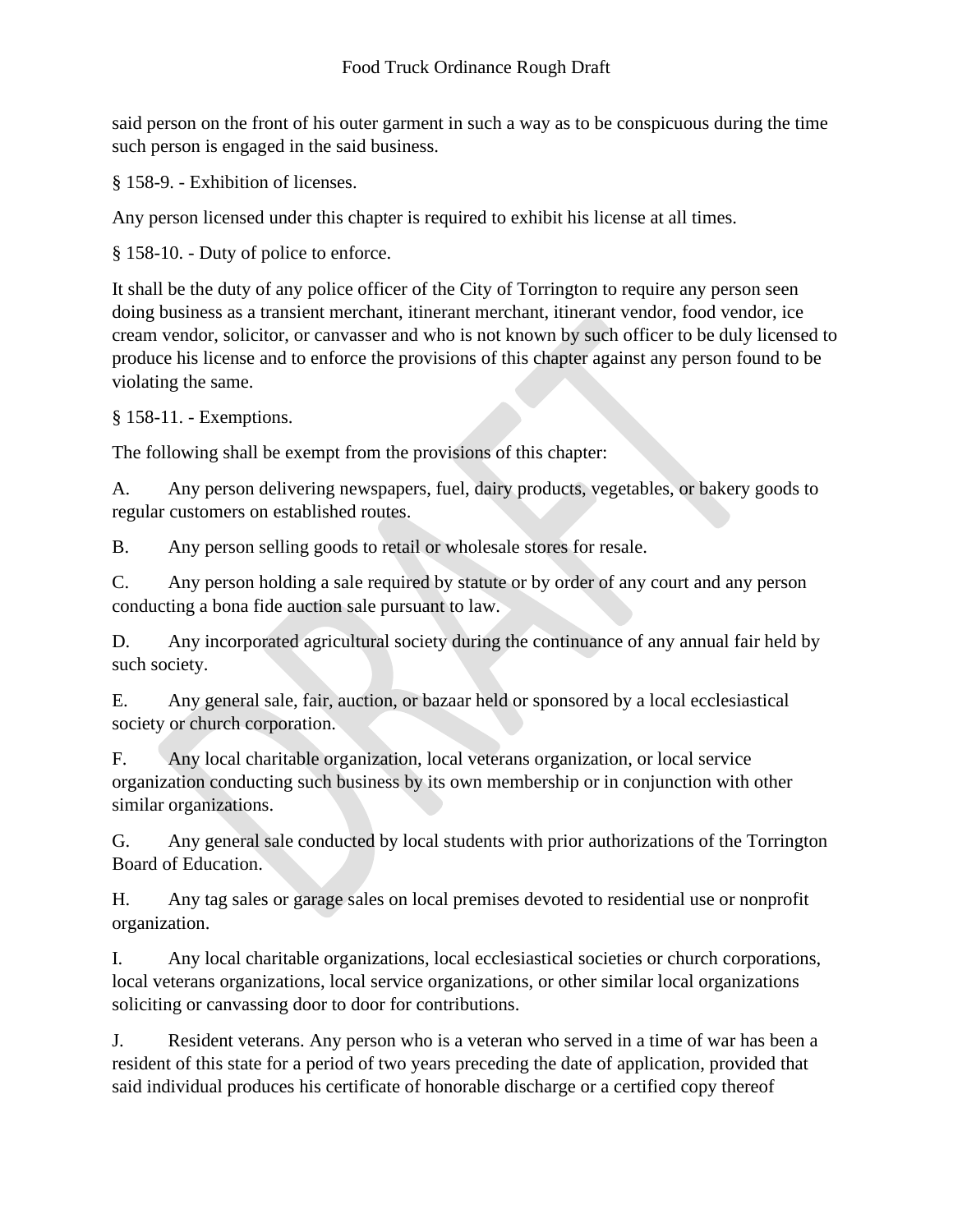said person on the front of his outer garment in such a way as to be conspicuous during the time such person is engaged in the said business.

§ 158-9. - Exhibition of licenses.

Any person licensed under this chapter is required to exhibit his license at all times.

§ 158-10. - Duty of police to enforce.

It shall be the duty of any police officer of the City of Torrington to require any person seen doing business as a transient merchant, itinerant merchant, itinerant vendor, food vendor, ice cream vendor, solicitor, or canvasser and who is not known by such officer to be duly licensed to produce his license and to enforce the provisions of this chapter against any person found to be violating the same.

§ 158-11. - Exemptions.

The following shall be exempt from the provisions of this chapter:

A. Any person delivering newspapers, fuel, dairy products, vegetables, or bakery goods to regular customers on established routes.

B. Any person selling goods to retail or wholesale stores for resale.

C. Any person holding a sale required by statute or by order of any court and any person conducting a bona fide auction sale pursuant to law.

D. Any incorporated agricultural society during the continuance of any annual fair held by such society.

E. Any general sale, fair, auction, or bazaar held or sponsored by a local ecclesiastical society or church corporation.

F. Any local charitable organization, local veterans organization, or local service organization conducting such business by its own membership or in conjunction with other similar organizations.

G. Any general sale conducted by local students with prior authorizations of the Torrington Board of Education.

H. Any tag sales or garage sales on local premises devoted to residential use or nonprofit organization.

I. Any local charitable organizations, local ecclesiastical societies or church corporations, local veterans organizations, local service organizations, or other similar local organizations soliciting or canvassing door to door for contributions.

J. Resident veterans. Any person who is a veteran who served in a time of war has been a resident of this state for a period of two years preceding the date of application, provided that said individual produces his certificate of honorable discharge or a certified copy thereof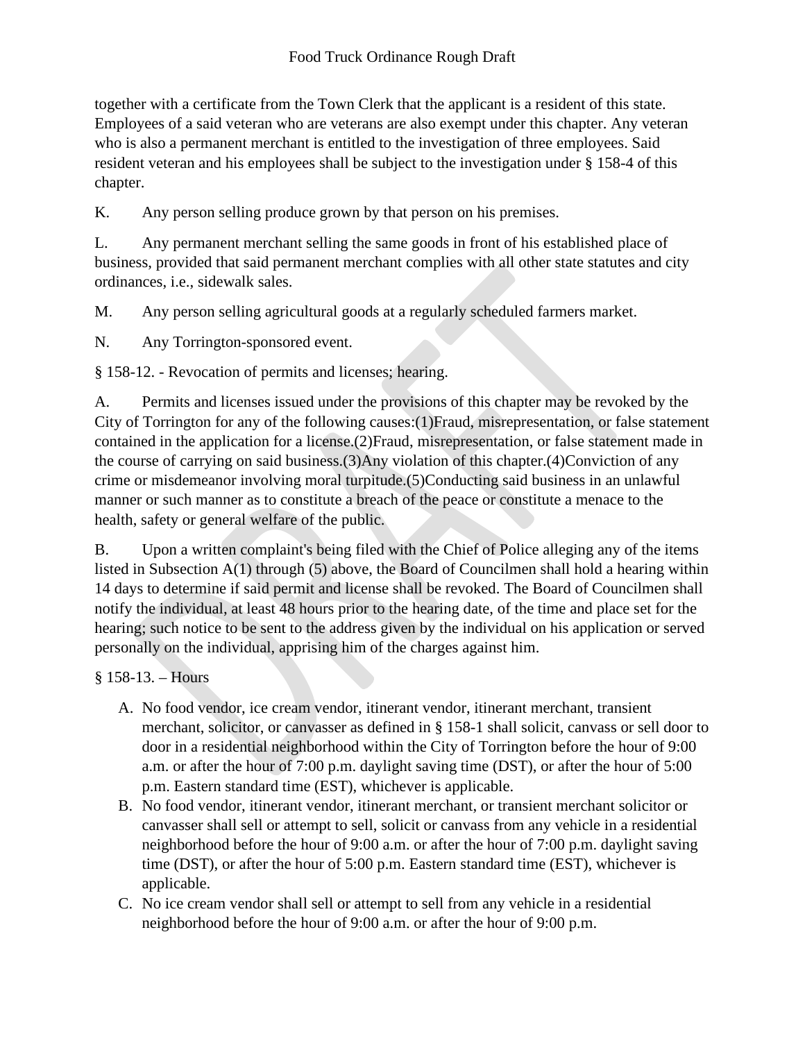together with a certificate from the Town Clerk that the applicant is a resident of this state. Employees of a said veteran who are veterans are also exempt under this chapter. Any veteran who is also a permanent merchant is entitled to the investigation of three employees. Said resident veteran and his employees shall be subject to the investigation under § 158-4 of this chapter.

K. Any person selling produce grown by that person on his premises.

L. Any permanent merchant selling the same goods in front of his established place of business, provided that said permanent merchant complies with all other state statutes and city ordinances, i.e., sidewalk sales.

M. Any person selling agricultural goods at a regularly scheduled farmers market.

N. Any Torrington-sponsored event.

§ 158-12. - Revocation of permits and licenses; hearing.

A. Permits and licenses issued under the provisions of this chapter may be revoked by the City of Torrington for any of the following causes:(1)Fraud, misrepresentation, or false statement contained in the application for a license.(2)Fraud, misrepresentation, or false statement made in the course of carrying on said business.(3)Any violation of this chapter.(4)Conviction of any crime or misdemeanor involving moral turpitude.(5)Conducting said business in an unlawful manner or such manner as to constitute a breach of the peace or constitute a menace to the health, safety or general welfare of the public.

B. Upon a written complaint's being filed with the Chief of Police alleging any of the items listed in Subsection A(1) through (5) above, the Board of Councilmen shall hold a hearing within 14 days to determine if said permit and license shall be revoked. The Board of Councilmen shall notify the individual, at least 48 hours prior to the hearing date, of the time and place set for the hearing; such notice to be sent to the address given by the individual on his application or served personally on the individual, apprising him of the charges against him.

§ 158-13. – Hours

A. No food vendor, ice cream vendor, itinerant vendor, itinerant merchant, transient merchant, solicitor, or canvasser as defined in § 158-1 shall solicit, canvass or sell door to door in a residential neighborhood within the City of Torrington before the hour of 9:00 a.m. or after the hour of 7:00 p.m. daylight saving time (DST), or after the hour of 5:00 p.m. Eastern standard time (EST), whichever is applicable.
B. No food vendor, itinerant vendor, itinerant merchant, or transient merchant solicitor or canvasser shall sell or attempt to sell, solicit or canvass from any vehicle in a residential neighborhood before the hour of 9:00 a.m. or after the hour of 7:00 p.m. daylight saving time (DST), or after the hour of 5:00 p.m. Eastern standard time (EST), whichever is applicable.
C. No ice cream vendor shall sell or attempt to sell from any vehicle in a residential neighborhood before the hour of 9:00 a.m. or after the hour of 9:00 p.m.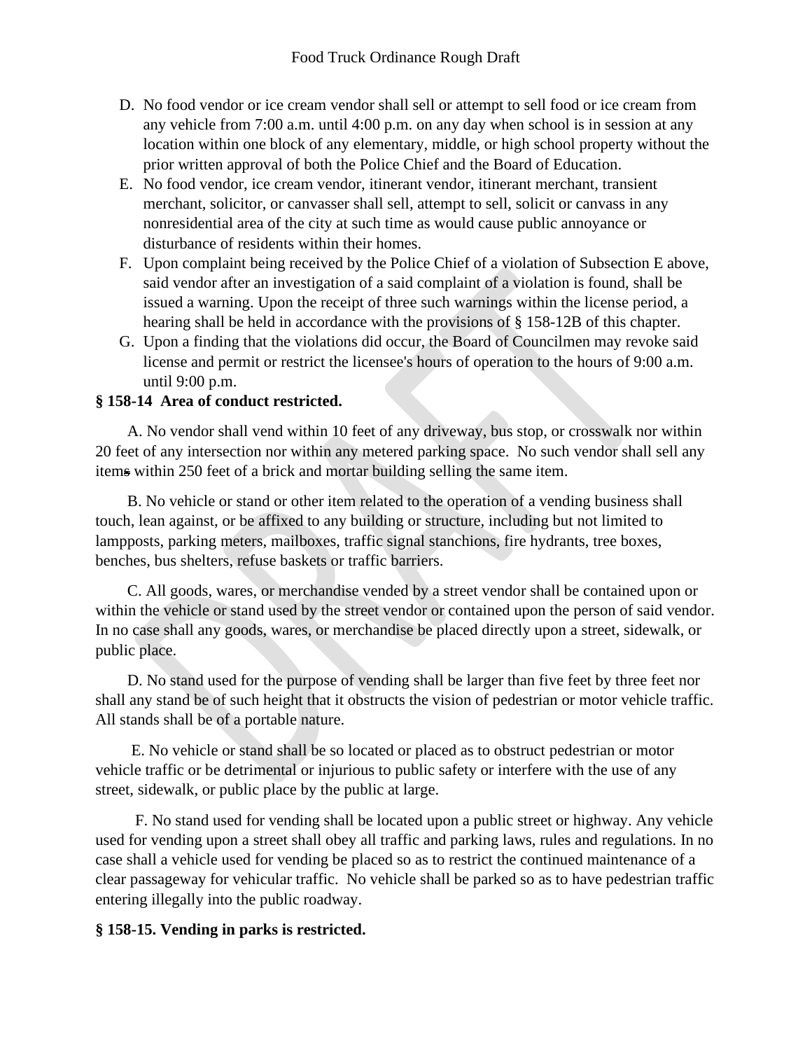D. No food vendor or ice cream vendor shall sell or attempt to sell food or ice cream from any vehicle from 7:00 a.m. until 4:00 p.m. on any day when school is in session at any location within one block of any elementary, middle, or high school property without the prior written approval of both the Police Chief and the Board of Education.

E. No food vendor, ice cream vendor, itinerant vendor, itinerant merchant, transient merchant, solicitor, or canvasser shall sell, attempt to sell, solicit or canvass in any nonresidential area of the city at such time as would cause public annoyance or disturbance of residents within their homes.

F. Upon complaint being received by the Police Chief of a violation of Subsection E above, said vendor after an investigation of a said complaint of a violation is found, shall be issued a warning. Upon the receipt of three such warnings within the license period, a hearing shall be held in accordance with the provisions of § 158-12B of this chapter.

G. Upon a finding that the violations did occur, the Board of Councilmen may revoke said license and permit or restrict the licensee's hours of operation to the hours of 9:00 a.m. until 9:00 p.m.

**§ 158-14 Area of conduct restricted.**

A. No vendor shall vend within 10 feet of any driveway, bus stop, or crosswalk nor within 20 feet of any intersection nor within any metered parking space. No such vendor shall sell any items within 250 feet of a brick and mortar building selling the same item.

B. No vehicle or stand or other item related to the operation of a vending business shall touch, lean against, or be affixed to any building or structure, including but not limited to lampposts, parking meters, mailboxes, traffic signal stanchions, fire hydrants, tree boxes, benches, bus shelters, refuse baskets or traffic barriers.

C. All goods, wares, or merchandise vended by a street vendor shall be contained upon or within the vehicle or stand used by the street vendor or contained upon the person of said vendor. In no case shall any goods, wares, or merchandise be placed directly upon a street, sidewalk, or public place.

D. No stand used for the purpose of vending shall be larger than five feet by three feet nor shall any stand be of such height that it obstructs the vision of pedestrian or motor vehicle traffic. All stands shall be of a portable nature.

E. No vehicle or stand shall be so located or placed as to obstruct pedestrian or motor vehicle traffic or be detrimental or injurious to public safety or interfere with the use of any street, sidewalk, or public place by the public at large.

F. No stand used for vending shall be located upon a public street or highway. Any vehicle used for vending upon a street shall obey all traffic and parking laws, rules and regulations. In no case shall a vehicle used for vending be placed so as to restrict the continued maintenance of a clear passageway for vehicular traffic. No vehicle shall be parked so as to have pedestrian traffic entering illegally into the public roadway.

**§ 158-15. Vending in parks is restricted.**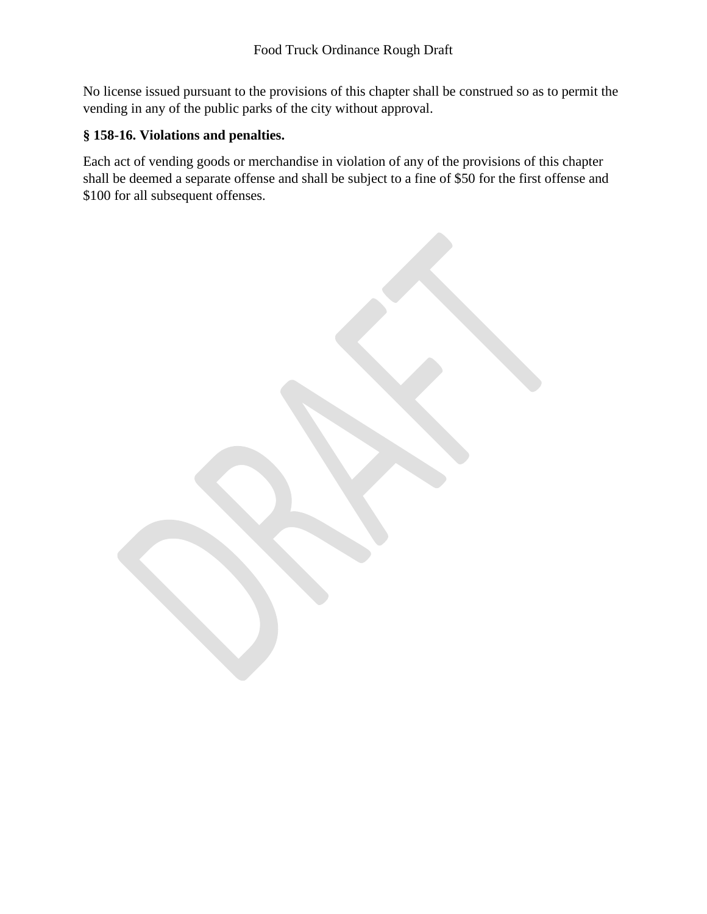No license issued pursuant to the provisions of this chapter shall be construed so as to permit the vending in any of the public parks of the city without approval.

**§ 158-16. Violations and penalties.**

Each act of vending goods or merchandise in violation of any of the provisions of this chapter shall be deemed a separate offense and shall be subject to a fine of $50 for the first offense and $100 for all subsequent offenses.